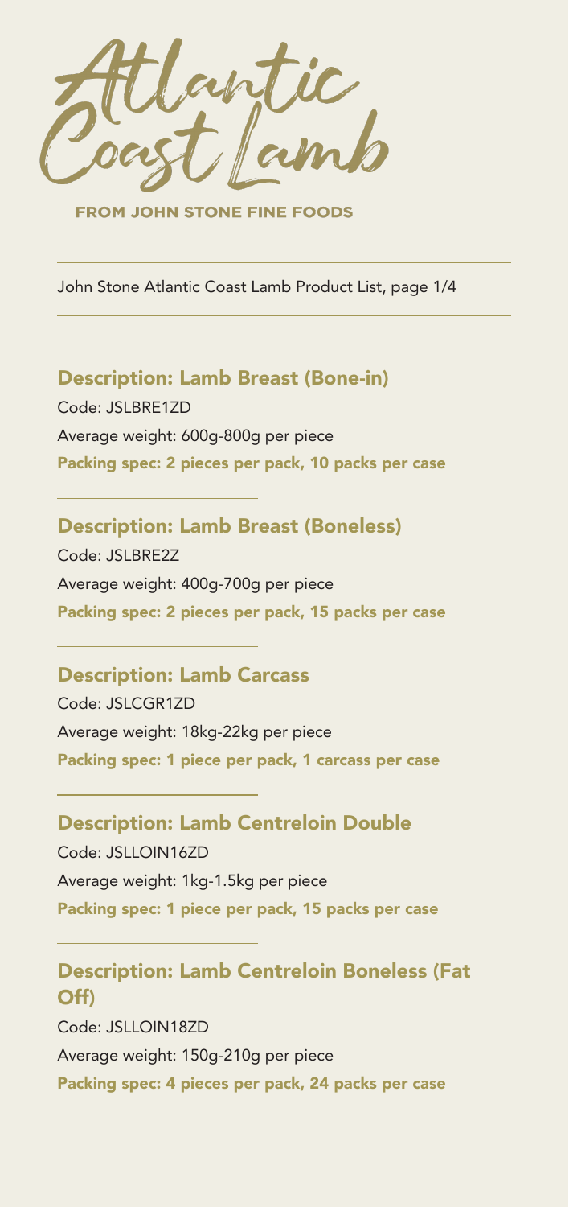# Atlantic Coast Lamb

**FROM JOHN STONE FINE FOODS**

John Stone Atlantic Coast Lamb Product List, page 1/4

## Description: Lamb Breast (Bone-in)

Code: JSLBRE1ZD

Average weight: 600g-800g per piece

**Packing spec: 2 pieces per pack, 10 packs per case**

## Description: Lamb Breast (Boneless)

Code: JSLBRE2Z

Average weight: 400g-700g per piece

**Packing spec: 2 pieces per pack, 15 packs per case**

## Description: Lamb Carcass

Code: JSLCGR1ZD

Average weight: 18kg-22kg per piece

**Packing spec: 1 piece per pack, 1 carcass per case**

## Description: Lamb Centreloin Double

Code: JSLLOIN16ZD

Average weight: 1kg-1.5kg per piece

**Packing spec: 1 piece per pack, 15 packs per case**

## Description: Lamb Centreloin Boneless (Fat Off)

Code: JSLLOIN18ZD

Average weight: 150g-210g per piece

**Packing spec: 4 pieces per pack, 24 packs per case**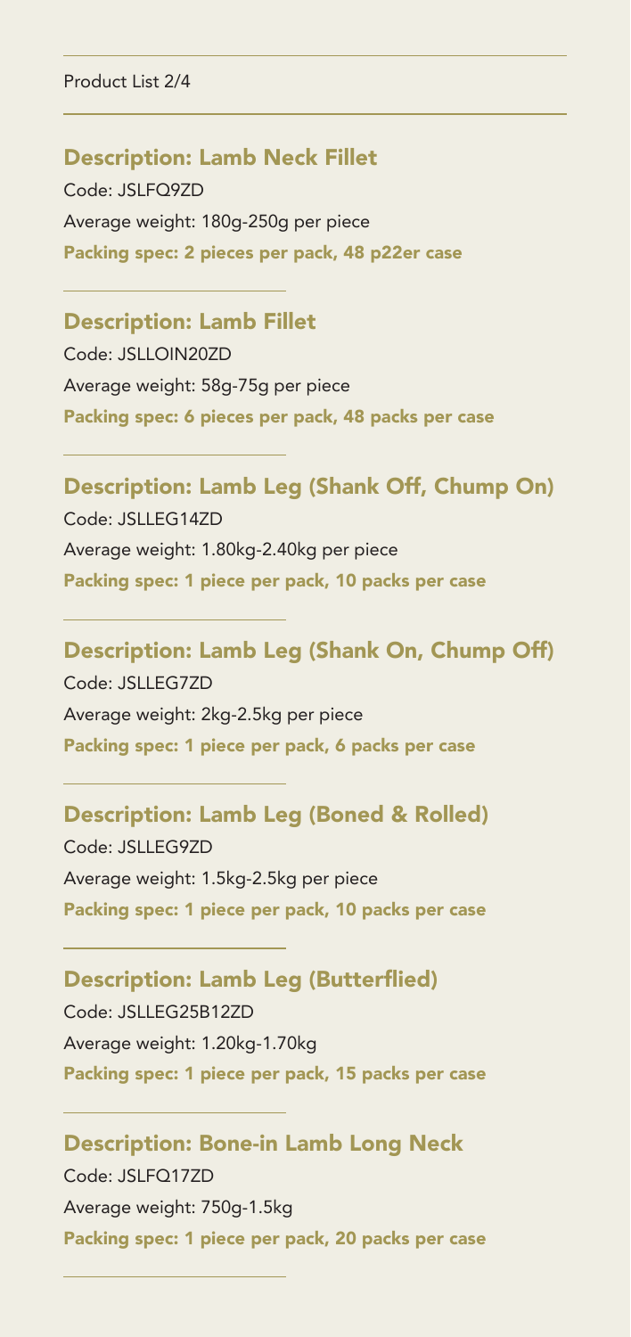Product List 2/4

## Description: Lamb Neck Fillet

Code: JSLFQ9ZD

Average weight: 180g-250g per piece

**Packing spec: 2 pieces per pack, 48 p22er case**

---

## Description: Lamb Fillet

Code: JSLLOIN20ZD

Average weight: 58g-75g per piece

**Packing spec: 6 pieces per pack, 48 packs per case**

---

## Description: Lamb Leg (Shank Off, Chump On)

Code: JSLLEG14ZD

Average weight: 1.80kg-2.40kg per piece

**Packing spec: 1 piece per pack, 10 packs per case**

---

## Description: Lamb Leg (Shank On, Chump Off)

Code: JSLLEG7ZD

Average weight: 2kg-2.5kg per piece

**Packing spec: 1 piece per pack, 6 packs per case**

---

## Description: Lamb Leg (Boned & Rolled)

Code: JSLLEG9ZD

Average weight: 1.5kg-2.5kg per piece

**Packing spec: 1 piece per pack, 10 packs per case**

---

## Description: Lamb Leg (Butterflied)

Code: JSLLEG25B12ZD

Average weight: 1.20kg-1.70kg

**Packing spec: 1 piece per pack, 15 packs per case**

---

## Description: Bone-in Lamb Long Neck

Code: JSLFQ17ZD

Average weight: 750g-1.5kg

**Packing spec: 1 piece per pack, 20 packs per case**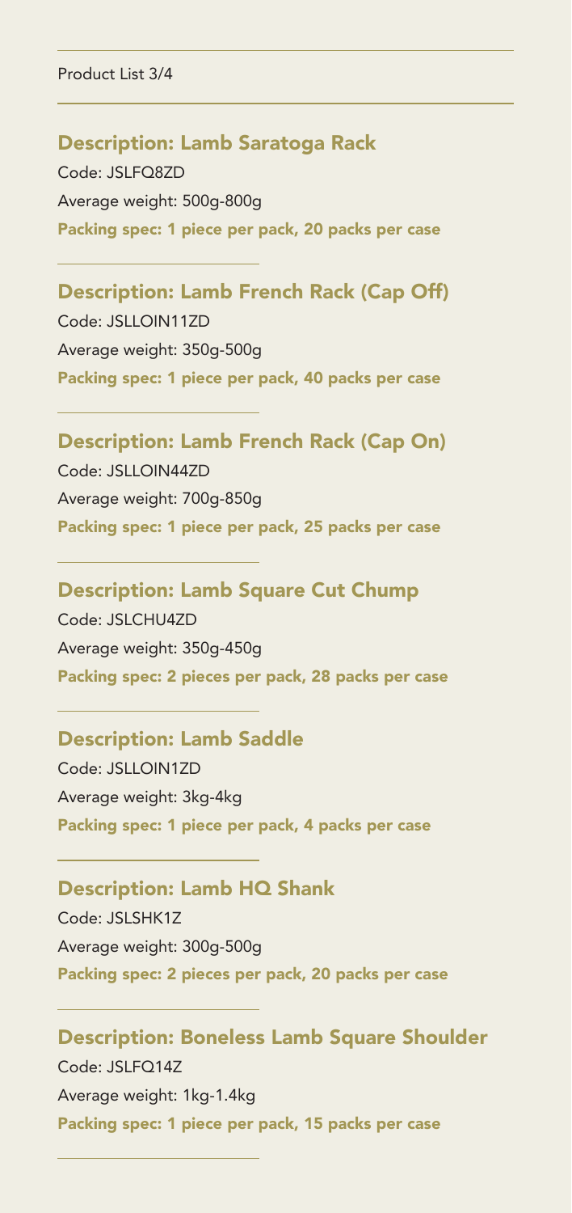Product List 3/4

## Description: Lamb Saratoga Rack

Code: JSLFQ8ZD

Average weight: 500g-800g

**Packing spec: 1 piece per pack, 20 packs per case**

## Description: Lamb French Rack (Cap Off)

Code: JSLLOIN11ZD

Average weight: 350g-500g

**Packing spec: 1 piece per pack, 40 packs per case**

## Description: Lamb French Rack (Cap On)

Code: JSLLOIN44ZD

Average weight: 700g-850g

**Packing spec: 1 piece per pack, 25 packs per case**

## Description: Lamb Square Cut Chump

Code: JSLCHU4ZD

Average weight: 350g-450g

**Packing spec: 2 pieces per pack, 28 packs per case**

## Description: Lamb Saddle

Code: JSLLOIN1ZD

Average weight: 3kg-4kg

**Packing spec: 1 piece per pack, 4 packs per case**

## Description: Lamb HQ Shank

Code: JSLSHK1Z

Average weight: 300g-500g

**Packing spec: 2 pieces per pack, 20 packs per case**

## Description: Boneless Lamb Square Shoulder

Code: JSLFQ14Z

Average weight: 1kg-1.4kg

**Packing spec: 1 piece per pack, 15 packs per case**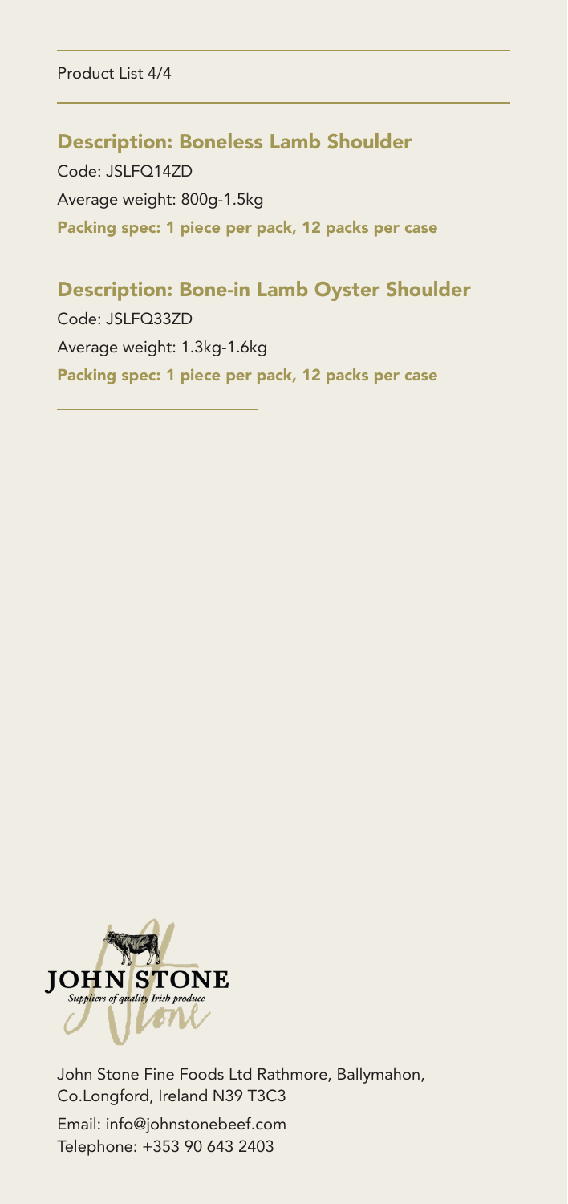Product List 4/4

## Description: Boneless Lamb Shoulder

Code: JSLFQ14ZD

Average weight: 800g-1.5kg

**Packing spec: 1 piece per pack, 12 packs per case**

## Description: Bone-in Lamb Oyster Shoulder

Code: JSLFQ33ZD

Average weight: 1.3kg-1.6kg

**Packing spec: 1 piece per pack, 12 packs per case**

JOHN STONE

*Suppliers of quality Irish produce*

John Stone Fine Foods Ltd Rathmore, Ballymahon, Co.Longford, Ireland N39 T3C3

Email: info@johnstonebeef.com

Telephone: +353 90 643 2403